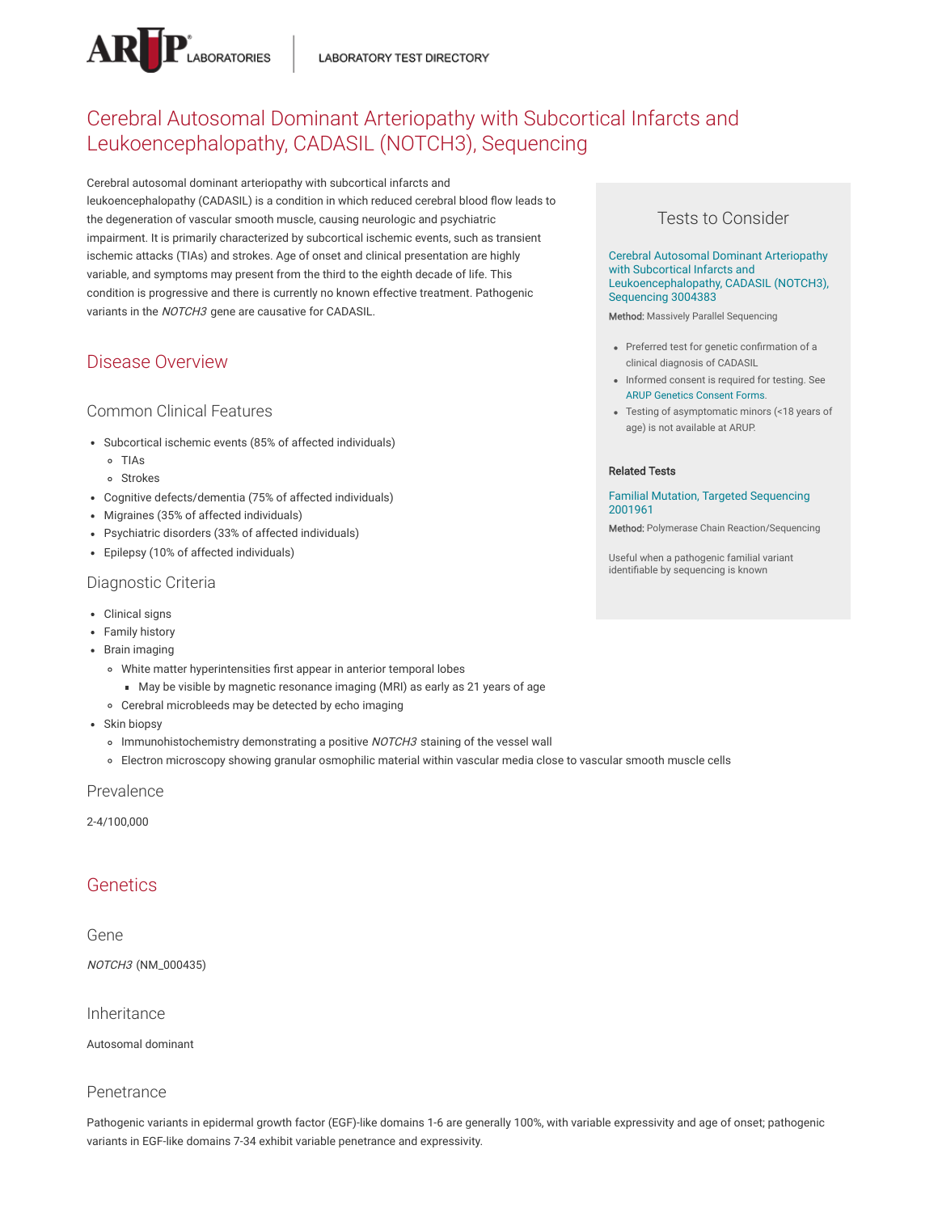# Cerebral Autosomal Dominant Arteriopathy with Subcortical Infarcts and Leukoencephalopathy, CADASIL (NOTCH3), Sequencing

Cerebral autosomal dominant arteriopathy with subcortical infarcts and leukoencephalopathy (CADASIL) is a condition in which reduced cerebral blood flow leads to the degeneration of vascular smooth muscle, causing neurologic and psychiatric impairment. It is primarily characterized by subcortical ischemic events, such as transient ischemic attacks (TIAs) and strokes. Age of onset and clinical presentation are highly variable, and symptoms may present from the third to the eighth decade of life. This condition is progressive and there is currently no known effective treatment. Pathogenic variants in the *NOTCH3* gene are causative for CADASIL.

## Tests to Consider

Cerebral Autosomal Dominant Arteriopathy with Subcortical Infarcts and Leukoencephalopathy, CADASIL (NOTCH3), Sequencing 3004383

**Method:** Massively Parallel Sequencing

- Preferred test for genetic confirmation of a clinical diagnosis of CADASIL
- Informed consent is required for testing. See ARUP Genetics Consent Forms.
- Testing of asymptomatic minors (<18 years of age) is not available at ARUP.

**Related Tests**

Familial Mutation, Targeted Sequencing 2001961

**Method:** Polymerase Chain Reaction/Sequencing

Useful when a pathogenic familial variant identifiable by sequencing is known

## Disease Overview

### Common Clinical Features

- Subcortical ischemic events (85% of affected individuals)
  - TIAs
  - Strokes
- Cognitive defects/dementia (75% of affected individuals)
- Migraines (35% of affected individuals)
- Psychiatric disorders (33% of affected individuals)
- Epilepsy (10% of affected individuals)

### Diagnostic Criteria

- Clinical signs
- Family history
- Brain imaging
  - White matter hyperintensities first appear in anterior temporal lobes
    - May be visible by magnetic resonance imaging (MRI) as early as 21 years of age
  - Cerebral microbleeds may be detected by echo imaging
- Skin biopsy
  - Immunohistochemistry demonstrating a positive *NOTCH3* staining of the vessel wall
  - Electron microscopy showing granular osmophilic material within vascular media close to vascular smooth muscle cells

### Prevalence

2-4/100,000

## Genetics

### Gene

*NOTCH3* (NM_000435)

### Inheritance

Autosomal dominant

### Penetrance

Pathogenic variants in epidermal growth factor (EGF)-like domains 1-6 are generally 100%, with variable expressivity and age of onset; pathogenic variants in EGF-like domains 7-34 exhibit variable penetrance and expressivity.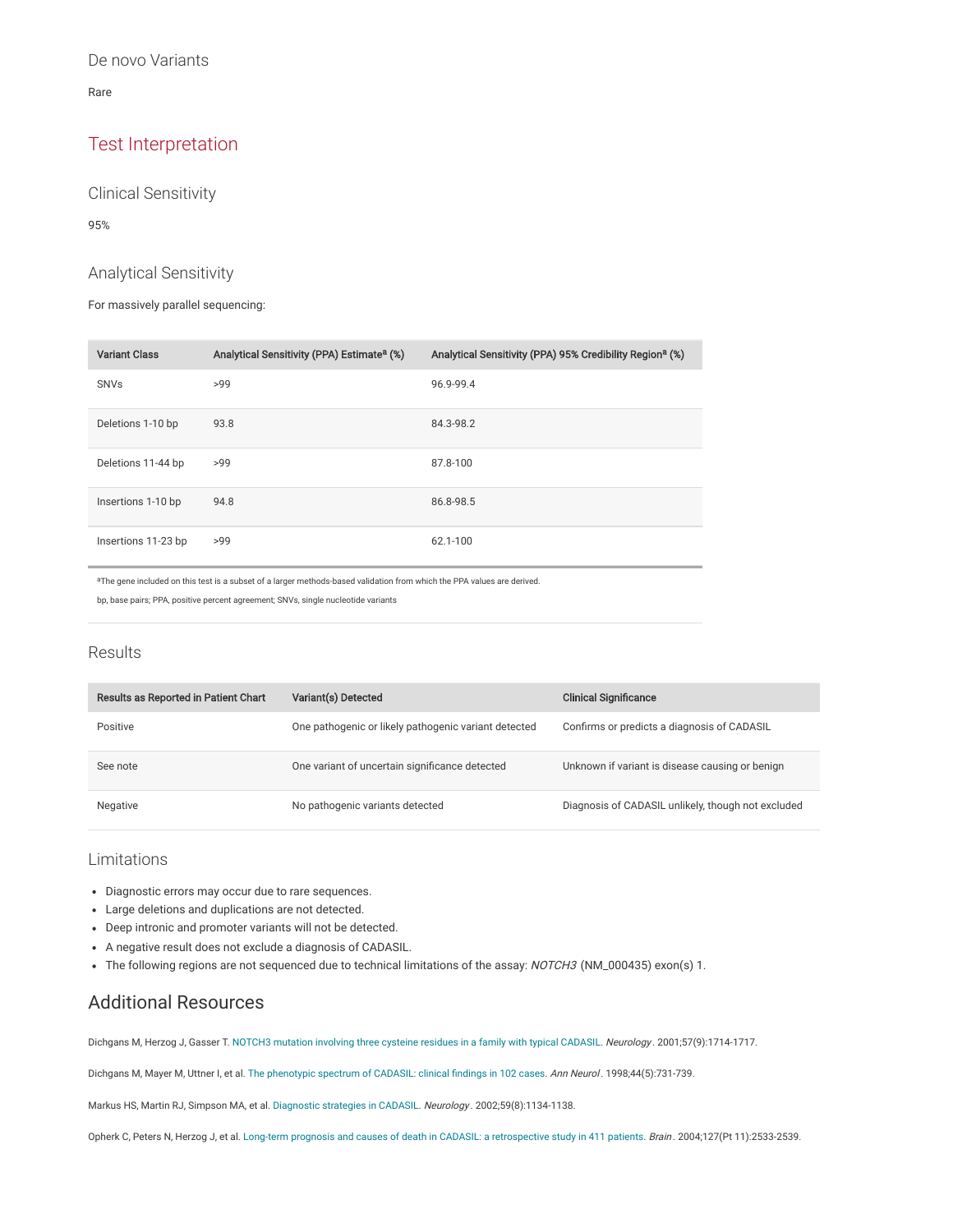### De novo Variants

Rare

## Test Interpretation

### Clinical Sensitivity

95%

### Analytical Sensitivity

For massively parallel sequencing:

| Variant Class | Analytical Sensitivity (PPA) Estimate[a] (%) | Analytical Sensitivity (PPA) 95% Credibility Region[a] (%) |
|---|---|---|
| SNVs | >99 | 96.9-99.4 |
| Deletions 1-10 bp | 93.8 | 84.3-98.2 |
| Deletions 11-44 bp | >99 | 87.8-100 |
| Insertions 1-10 bp | 94.8 | 86.8-98.5 |
| Insertions 11-23 bp | >99 | 62.1-100 |

[a]The gene included on this test is a subset of a larger methods-based validation from which the PPA values are derived.

bp, base pairs; PPA, positive percent agreement; SNVs, single nucleotide variants

### Results

| Results as Reported in Patient Chart | Variant(s) Detected | Clinical Significance |
|---|---|---|
| Positive | One pathogenic or likely pathogenic variant detected | Confirms or predicts a diagnosis of CADASIL |
| See note | One variant of uncertain significance detected | Unknown if variant is disease causing or benign |
| Negative | No pathogenic variants detected | Diagnosis of CADASIL unlikely, though not excluded |

### Limitations

- Diagnostic errors may occur due to rare sequences.
- Large deletions and duplications are not detected.
- Deep intronic and promoter variants will not be detected.
- A negative result does not exclude a diagnosis of CADASIL.
- The following regions are not sequenced due to technical limitations of the assay: *NOTCH3* (NM_000435) exon(s) 1.

## Additional Resources

Dichgans M, Herzog J, Gasser T. NOTCH3 mutation involving three cysteine residues in a family with typical CADASIL. *Neurology*. 2001;57(9):1714-1717.

Dichgans M, Mayer M, Uttner I, et al. The phenotypic spectrum of CADASIL: clinical findings in 102 cases. *Ann Neurol*. 1998;44(5):731-739.

Markus HS, Martin RJ, Simpson MA, et al. Diagnostic strategies in CADASIL. *Neurology*. 2002;59(8):1134-1138.

Opherk C, Peters N, Herzog J, et al. Long-term prognosis and causes of death in CADASIL: a retrospective study in 411 patients. *Brain*. 2004;127(Pt 11):2533-2539.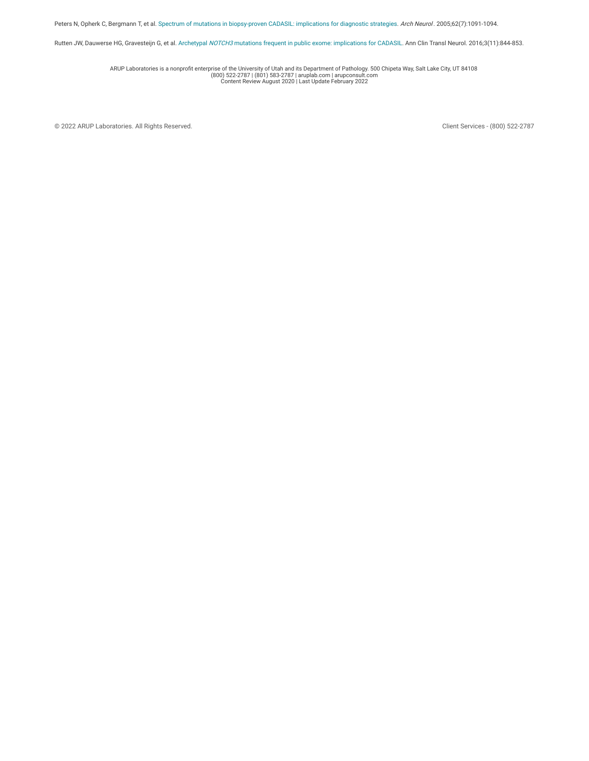Peters N, Opherk C, Bergmann T, et al. Spectrum of mutations in biopsy-proven CADASIL: implications for diagnostic strategies. *Arch Neurol*. 2005;62(7):1091-1094.

Rutten JW, Dauwerse HG, Gravesteijn G, et al. Archetypal *NOTCH3* mutations frequent in public exome: implications for CADASIL. Ann Clin Transl Neurol. 2016;3(11):844-853.

ARUP Laboratories is a nonprofit enterprise of the University of Utah and its Department of Pathology. 500 Chipeta Way, Salt Lake City, UT 84108
(800) 522-2787 | (801) 583-2787 | aruplab.com | arupconsult.com
Content Review August 2020 | Last Update February 2022

© 2022 ARUP Laboratories. All Rights Reserved.

Client Services - (800) 522-2787